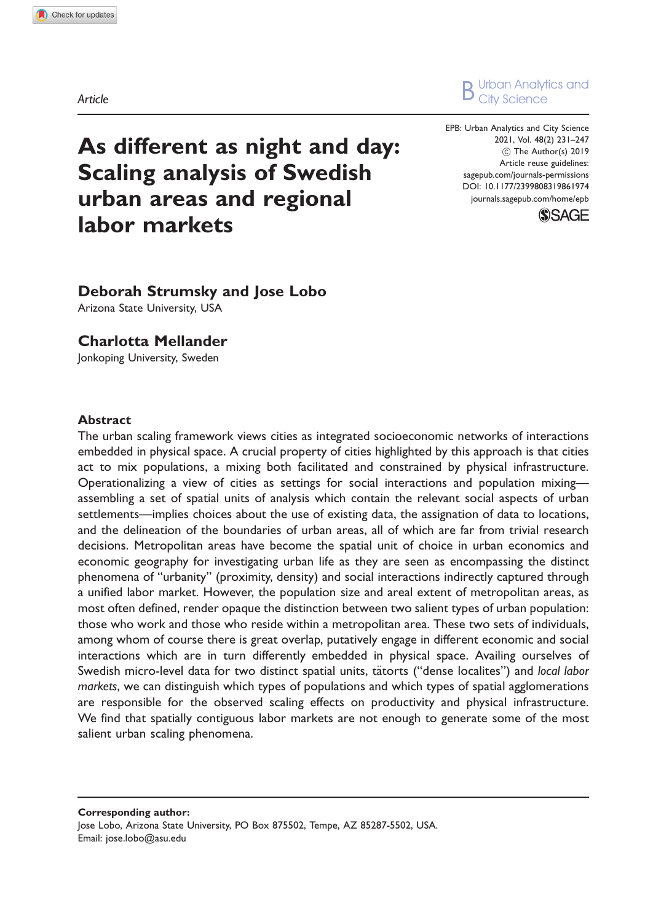Article

# As different as night and day: Scaling analysis of Swedish urban areas and regional labor markets

**Deborah Strumsky and Jose Lobo**
Arizona State University, USA

**Charlotta Mellander**
Jonkoping University, Sweden

## Abstract

The urban scaling framework views cities as integrated socioeconomic networks of interactions embedded in physical space. A crucial property of cities highlighted by this approach is that cities act to mix populations, a mixing both facilitated and constrained by physical infrastructure. Operationalizing a view of cities as settings for social interactions and population mixing—assembling a set of spatial units of analysis which contain the relevant social aspects of urban settlements—implies choices about the use of existing data, the assignation of data to locations, and the delineation of the boundaries of urban areas, all of which are far from trivial research decisions. Metropolitan areas have become the spatial unit of choice in urban economics and economic geography for investigating urban life as they are seen as encompassing the distinct phenomena of "urbanity" (proximity, density) and social interactions indirectly captured through a unified labor market. However, the population size and areal extent of metropolitan areas, as most often defined, render opaque the distinction between two salient types of urban population: those who work and those who reside within a metropolitan area. These two sets of individuals, among whom of course there is great overlap, putatively engage in different economic and social interactions which are in turn differently embedded in physical space. Availing ourselves of Swedish micro-level data for two distinct spatial units, tätorts ("dense localites") and *local labor markets*, we can distinguish which types of populations and which types of spatial agglomerations are responsible for the observed scaling effects on productivity and physical infrastructure. We find that spatially contiguous labor markets are not enough to generate some of the most salient urban scaling phenomena.

---

**Corresponding author:**
Jose Lobo, Arizona State University, PO Box 875502, Tempe, AZ 85287-5502, USA.
Email: jose.lobo@asu.edu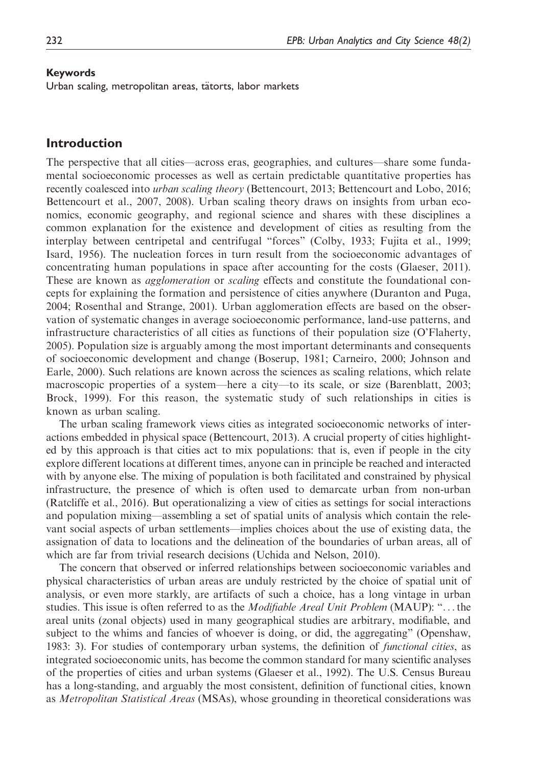**Keywords**

Urban scaling, metropolitan areas, tätorts, labor markets

## Introduction

The perspective that all cities—across eras, geographies, and cultures—share some fundamental socioeconomic processes as well as certain predictable quantitative properties has recently coalesced into *urban scaling theory* (Bettencourt, 2013; Bettencourt and Lobo, 2016; Bettencourt et al., 2007, 2008). Urban scaling theory draws on insights from urban economics, economic geography, and regional science and shares with these disciplines a common explanation for the existence and development of cities as resulting from the interplay between centripetal and centrifugal "forces" (Colby, 1933; Fujita et al., 1999; Isard, 1956). The nucleation forces in turn result from the socioeconomic advantages of concentrating human populations in space after accounting for the costs (Glaeser, 2011). These are known as *agglomeration* or *scaling* effects and constitute the foundational concepts for explaining the formation and persistence of cities anywhere (Duranton and Puga, 2004; Rosenthal and Strange, 2001). Urban agglomeration effects are based on the observation of systematic changes in average socioeconomic performance, land-use patterns, and infrastructure characteristics of all cities as functions of their population size (O'Flaherty, 2005). Population size is arguably among the most important determinants and consequents of socioeconomic development and change (Boserup, 1981; Carneiro, 2000; Johnson and Earle, 2000). Such relations are known across the sciences as scaling relations, which relate macroscopic properties of a system—here a city—to its scale, or size (Barenblatt, 2003; Brock, 1999). For this reason, the systematic study of such relationships in cities is known as urban scaling.

The urban scaling framework views cities as integrated socioeconomic networks of interactions embedded in physical space (Bettencourt, 2013). A crucial property of cities highlighted by this approach is that cities act to mix populations: that is, even if people in the city explore different locations at different times, anyone can in principle be reached and interacted with by anyone else. The mixing of population is both facilitated and constrained by physical infrastructure, the presence of which is often used to demarcate urban from non-urban (Ratcliffe et al., 2016). But operationalizing a view of cities as settings for social interactions and population mixing—assembling a set of spatial units of analysis which contain the relevant social aspects of urban settlements—implies choices about the use of existing data, the assignation of data to locations and the delineation of the boundaries of urban areas, all of which are far from trivial research decisions (Uchida and Nelson, 2010).

The concern that observed or inferred relationships between socioeconomic variables and physical characteristics of urban areas are unduly restricted by the choice of spatial unit of analysis, or even more starkly, are artifacts of such a choice, has a long vintage in urban studies. This issue is often referred to as the *Modifiable Areal Unit Problem* (MAUP): "... the areal units (zonal objects) used in many geographical studies are arbitrary, modifiable, and subject to the whims and fancies of whoever is doing, or did, the aggregating" (Openshaw, 1983: 3). For studies of contemporary urban systems, the definition of *functional cities*, as integrated socioeconomic units, has become the common standard for many scientific analyses of the properties of cities and urban systems (Glaeser et al., 1992). The U.S. Census Bureau has a long-standing, and arguably the most consistent, definition of functional cities, known as *Metropolitan Statistical Areas* (MSAs), whose grounding in theoretical considerations was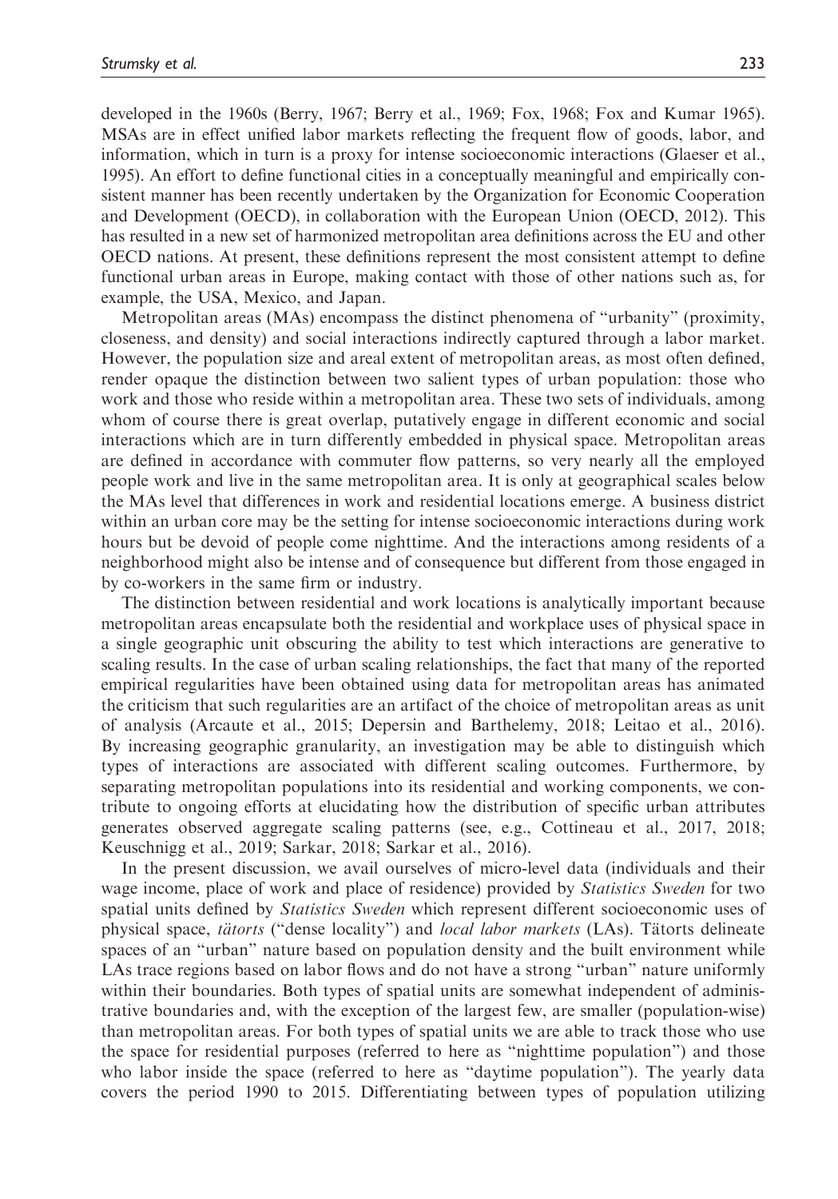developed in the 1960s (Berry, 1967; Berry et al., 1969; Fox, 1968; Fox and Kumar 1965). MSAs are in effect unified labor markets reflecting the frequent flow of goods, labor, and information, which in turn is a proxy for intense socioeconomic interactions (Glaeser et al., 1995). An effort to define functional cities in a conceptually meaningful and empirically consistent manner has been recently undertaken by the Organization for Economic Cooperation and Development (OECD), in collaboration with the European Union (OECD, 2012). This has resulted in a new set of harmonized metropolitan area definitions across the EU and other OECD nations. At present, these definitions represent the most consistent attempt to define functional urban areas in Europe, making contact with those of other nations such as, for example, the USA, Mexico, and Japan.

Metropolitan areas (MAs) encompass the distinct phenomena of "urbanity" (proximity, closeness, and density) and social interactions indirectly captured through a labor market. However, the population size and areal extent of metropolitan areas, as most often defined, render opaque the distinction between two salient types of urban population: those who work and those who reside within a metropolitan area. These two sets of individuals, among whom of course there is great overlap, putatively engage in different economic and social interactions which are in turn differently embedded in physical space. Metropolitan areas are defined in accordance with commuter flow patterns, so very nearly all the employed people work and live in the same metropolitan area. It is only at geographical scales below the MAs level that differences in work and residential locations emerge. A business district within an urban core may be the setting for intense socioeconomic interactions during work hours but be devoid of people come nighttime. And the interactions among residents of a neighborhood might also be intense and of consequence but different from those engaged in by co-workers in the same firm or industry.

The distinction between residential and work locations is analytically important because metropolitan areas encapsulate both the residential and workplace uses of physical space in a single geographic unit obscuring the ability to test which interactions are generative to scaling results. In the case of urban scaling relationships, the fact that many of the reported empirical regularities have been obtained using data for metropolitan areas has animated the criticism that such regularities are an artifact of the choice of metropolitan areas as unit of analysis (Arcaute et al., 2015; Depersin and Barthelemy, 2018; Leitao et al., 2016). By increasing geographic granularity, an investigation may be able to distinguish which types of interactions are associated with different scaling outcomes. Furthermore, by separating metropolitan populations into its residential and working components, we contribute to ongoing efforts at elucidating how the distribution of specific urban attributes generates observed aggregate scaling patterns (see, e.g., Cottineau et al., 2017, 2018; Keuschnigg et al., 2019; Sarkar, 2018; Sarkar et al., 2016).

In the present discussion, we avail ourselves of micro-level data (individuals and their wage income, place of work and place of residence) provided by *Statistics Sweden* for two spatial units defined by *Statistics Sweden* which represent different socioeconomic uses of physical space, *tätorts* ("dense locality") and *local labor markets* (LAs). Tätorts delineate spaces of an "urban" nature based on population density and the built environment while LAs trace regions based on labor flows and do not have a strong "urban" nature uniformly within their boundaries. Both types of spatial units are somewhat independent of administrative boundaries and, with the exception of the largest few, are smaller (population-wise) than metropolitan areas. For both types of spatial units we are able to track those who use the space for residential purposes (referred to here as "nighttime population") and those who labor inside the space (referred to here as "daytime population"). The yearly data covers the period 1990 to 2015. Differentiating between types of population utilizing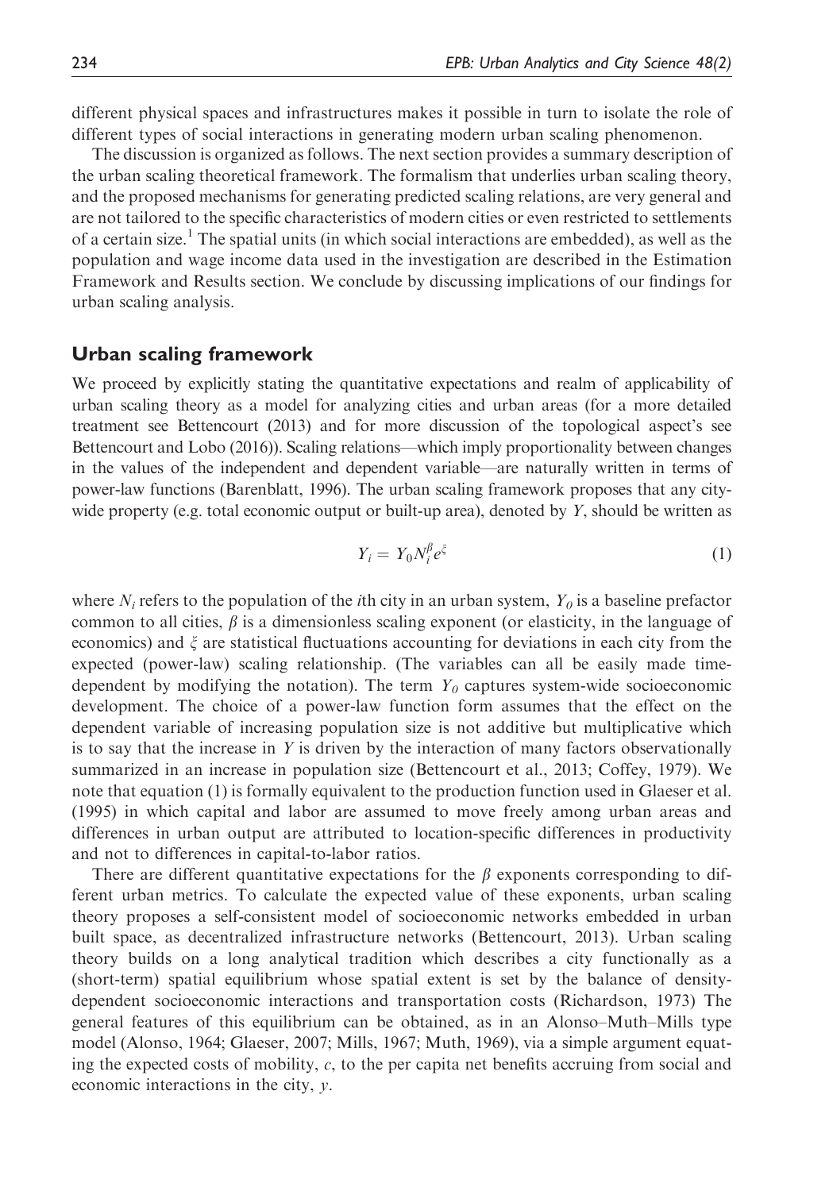different physical spaces and infrastructures makes it possible in turn to isolate the role of different types of social interactions in generating modern urban scaling phenomenon.

The discussion is organized as follows. The next section provides a summary description of the urban scaling theoretical framework. The formalism that underlies urban scaling theory, and the proposed mechanisms for generating predicted scaling relations, are very general and are not tailored to the specific characteristics of modern cities or even restricted to settlements of a certain size.[1] The spatial units (in which social interactions are embedded), as well as the population and wage income data used in the investigation are described in the Estimation Framework and Results section. We conclude by discussing implications of our findings for urban scaling analysis.

## Urban scaling framework

We proceed by explicitly stating the quantitative expectations and realm of applicability of urban scaling theory as a model for analyzing cities and urban areas (for a more detailed treatment see Bettencourt (2013) and for more discussion of the topological aspect's see Bettencourt and Lobo (2016)). Scaling relations—which imply proportionality between changes in the values of the independent and dependent variable—are naturally written in terms of power-law functions (Barenblatt, 1996). The urban scaling framework proposes that any city-wide property (e.g. total economic output or built-up area), denoted by $Y$, should be written as

$$Y_i = Y_0 N_i^{\beta} e^{\xi} \tag{1}$$

where $N_i$ refers to the population of the $i$th city in an urban system, $Y_0$ is a baseline prefactor common to all cities, $\beta$ is a dimensionless scaling exponent (or elasticity, in the language of economics) and $\xi$ are statistical fluctuations accounting for deviations in each city from the expected (power-law) scaling relationship. (The variables can all be easily made time-dependent by modifying the notation). The term $Y_0$ captures system-wide socioeconomic development. The choice of a power-law function form assumes that the effect on the dependent variable of increasing population size is not additive but multiplicative which is to say that the increase in $Y$ is driven by the interaction of many factors observationally summarized in an increase in population size (Bettencourt et al., 2013; Coffey, 1979). We note that equation (1) is formally equivalent to the production function used in Glaeser et al. (1995) in which capital and labor are assumed to move freely among urban areas and differences in urban output are attributed to location-specific differences in productivity and not to differences in capital-to-labor ratios.

There are different quantitative expectations for the $\beta$ exponents corresponding to different urban metrics. To calculate the expected value of these exponents, urban scaling theory proposes a self-consistent model of socioeconomic networks embedded in urban built space, as decentralized infrastructure networks (Bettencourt, 2013). Urban scaling theory builds on a long analytical tradition which describes a city functionally as a (short-term) spatial equilibrium whose spatial extent is set by the balance of density-dependent socioeconomic interactions and transportation costs (Richardson, 1973) The general features of this equilibrium can be obtained, as in an Alonso–Muth–Mills type model (Alonso, 1964; Glaeser, 2007; Mills, 1967; Muth, 1969), via a simple argument equating the expected costs of mobility, $c$, to the per capita net benefits accruing from social and economic interactions in the city, $y$.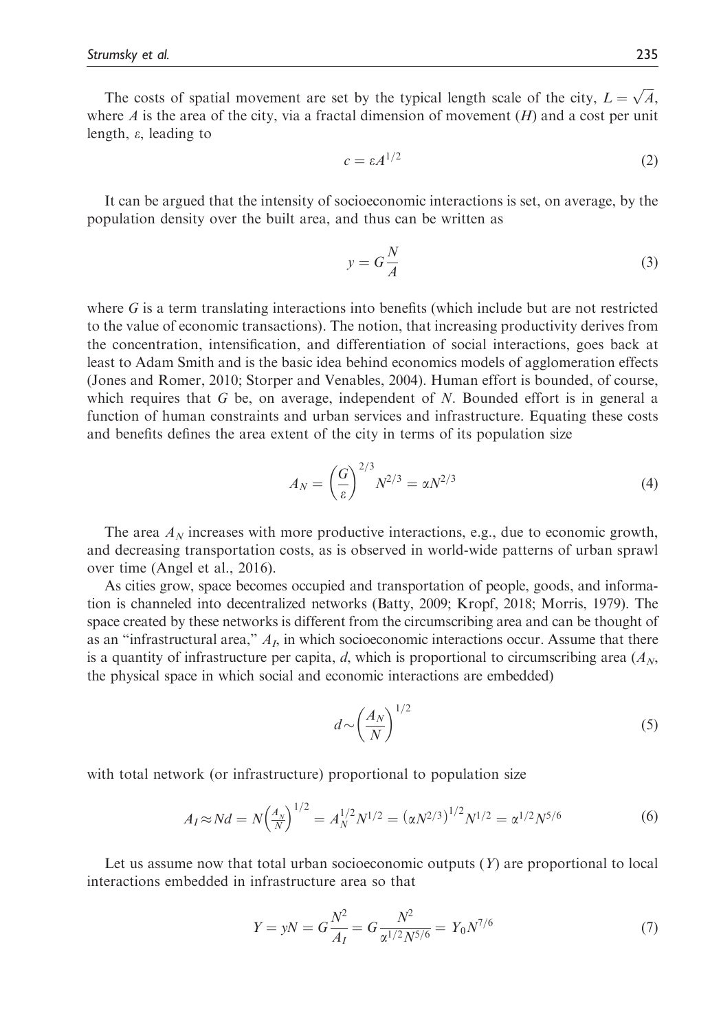The costs of spatial movement are set by the typical length scale of the city, $L = \sqrt{A}$, where $A$ is the area of the city, via a fractal dimension of movement ($H$) and a cost per unit length, $\varepsilon$, leading to

$$c = \varepsilon A^{1/2} \tag{2}$$

It can be argued that the intensity of socioeconomic interactions is set, on average, by the population density over the built area, and thus can be written as

$$y = G\frac{N}{A} \tag{3}$$

where $G$ is a term translating interactions into benefits (which include but are not restricted to the value of economic transactions). The notion, that increasing productivity derives from the concentration, intensification, and differentiation of social interactions, goes back at least to Adam Smith and is the basic idea behind economics models of agglomeration effects (Jones and Romer, 2010; Storper and Venables, 2004). Human effort is bounded, of course, which requires that $G$ be, on average, independent of $N$. Bounded effort is in general a function of human constraints and urban services and infrastructure. Equating these costs and benefits defines the area extent of the city in terms of its population size

$$A_N = \left(\frac{G}{\varepsilon}\right)^{2/3} N^{2/3} = \alpha N^{2/3} \tag{4}$$

The area $A_N$ increases with more productive interactions, e.g., due to economic growth, and decreasing transportation costs, as is observed in world-wide patterns of urban sprawl over time (Angel et al., 2016).

As cities grow, space becomes occupied and transportation of people, goods, and information is channeled into decentralized networks (Batty, 2009; Kropf, 2018; Morris, 1979). The space created by these networks is different from the circumscribing area and can be thought of as an "infrastructural area," $A_I$, in which socioeconomic interactions occur. Assume that there is a quantity of infrastructure per capita, $d$, which is proportional to circumscribing area ($A_N$, the physical space in which social and economic interactions are embedded)

$$d \sim \left(\frac{A_N}{N}\right)^{1/2} \tag{5}$$

with total network (or infrastructure) proportional to population size

$$A_I \approx Nd = N\left(\frac{A_N}{N}\right)^{1/2} = A_N^{1/2} N^{1/2} = \left(\alpha N^{2/3}\right)^{1/2} N^{1/2} = \alpha^{1/2} N^{5/6} \tag{6}$$

Let us assume now that total urban socioeconomic outputs ($Y$) are proportional to local interactions embedded in infrastructure area so that

$$Y = yN = G\frac{N^2}{A_I} = G\frac{N^2}{\alpha^{1/2} N^{5/6}} = Y_0 N^{7/6} \tag{7}$$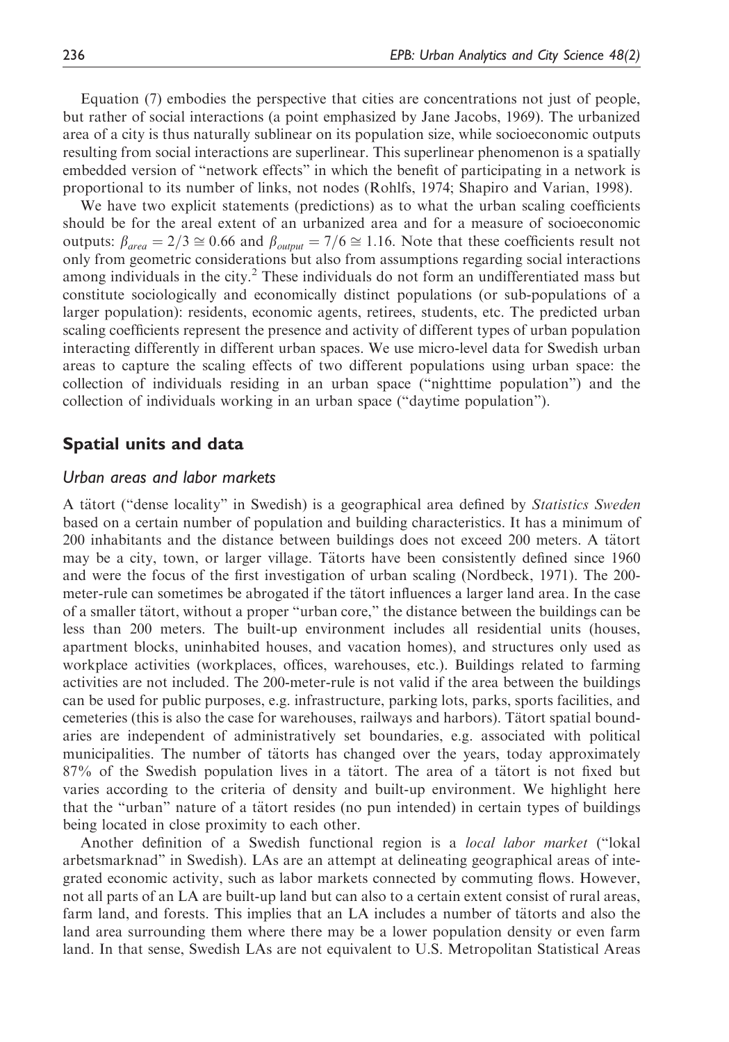Equation (7) embodies the perspective that cities are concentrations not just of people, but rather of social interactions (a point emphasized by Jane Jacobs, 1969). The urbanized area of a city is thus naturally sublinear on its population size, while socioeconomic outputs resulting from social interactions are superlinear. This superlinear phenomenon is a spatially embedded version of "network effects" in which the benefit of participating in a network is proportional to its number of links, not nodes (Rohlfs, 1974; Shapiro and Varian, 1998).

We have two explicit statements (predictions) as to what the urban scaling coefficients should be for the areal extent of an urbanized area and for a measure of socioeconomic outputs: $\beta_{area} = 2/3 \cong 0.66$ and $\beta_{output} = 7/6 \cong 1.16$. Note that these coefficients result not only from geometric considerations but also from assumptions regarding social interactions among individuals in the city.[2] These individuals do not form an undifferentiated mass but constitute sociologically and economically distinct populations (or sub-populations of a larger population): residents, economic agents, retirees, students, etc. The predicted urban scaling coefficients represent the presence and activity of different types of urban population interacting differently in different urban spaces. We use micro-level data for Swedish urban areas to capture the scaling effects of two different populations using urban space: the collection of individuals residing in an urban space ("nighttime population") and the collection of individuals working in an urban space ("daytime population").

## Spatial units and data

### *Urban areas and labor markets*

A tätort ("dense locality" in Swedish) is a geographical area defined by *Statistics Sweden* based on a certain number of population and building characteristics. It has a minimum of 200 inhabitants and the distance between buildings does not exceed 200 meters. A tätort may be a city, town, or larger village. Tätorts have been consistently defined since 1960 and were the focus of the first investigation of urban scaling (Nordbeck, 1971). The 200-meter-rule can sometimes be abrogated if the tätort influences a larger land area. In the case of a smaller tätort, without a proper "urban core," the distance between the buildings can be less than 200 meters. The built-up environment includes all residential units (houses, apartment blocks, uninhabited houses, and vacation homes), and structures only used as workplace activities (workplaces, offices, warehouses, etc.). Buildings related to farming activities are not included. The 200-meter-rule is not valid if the area between the buildings can be used for public purposes, e.g. infrastructure, parking lots, parks, sports facilities, and cemeteries (this is also the case for warehouses, railways and harbors). Tätort spatial boundaries are independent of administratively set boundaries, e.g. associated with political municipalities. The number of tätorts has changed over the years, today approximately 87% of the Swedish population lives in a tätort. The area of a tätort is not fixed but varies according to the criteria of density and built-up environment. We highlight here that the "urban" nature of a tätort resides (no pun intended) in certain types of buildings being located in close proximity to each other.

Another definition of a Swedish functional region is a *local labor market* ("lokal arbetsmarknad" in Swedish). LAs are an attempt at delineating geographical areas of integrated economic activity, such as labor markets connected by commuting flows. However, not all parts of an LA are built-up land but can also to a certain extent consist of rural areas, farm land, and forests. This implies that an LA includes a number of tätorts and also the land area surrounding them where there may be a lower population density or even farm land. In that sense, Swedish LAs are not equivalent to U.S. Metropolitan Statistical Areas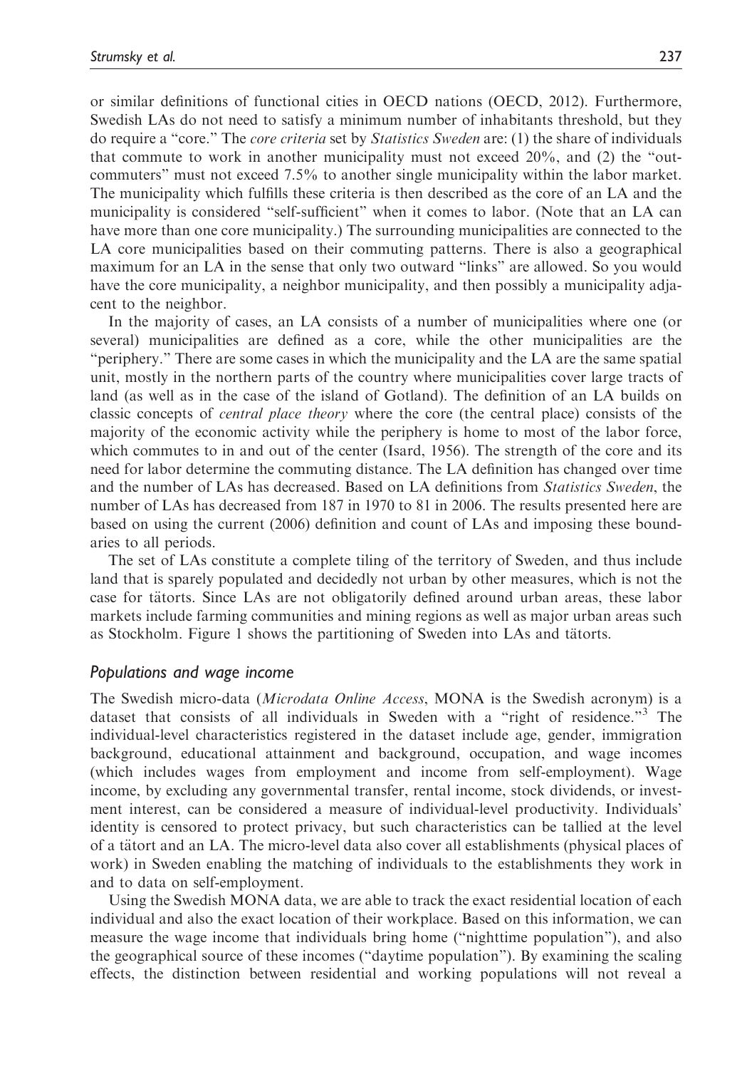or similar definitions of functional cities in OECD nations (OECD, 2012). Furthermore, Swedish LAs do not need to satisfy a minimum number of inhabitants threshold, but they do require a "core." The *core criteria* set by *Statistics Sweden* are: (1) the share of individuals that commute to work in another municipality must not exceed 20%, and (2) the "out-commuters" must not exceed 7.5% to another single municipality within the labor market. The municipality which fulfills these criteria is then described as the core of an LA and the municipality is considered "self-sufficient" when it comes to labor. (Note that an LA can have more than one core municipality.) The surrounding municipalities are connected to the LA core municipalities based on their commuting patterns. There is also a geographical maximum for an LA in the sense that only two outward "links" are allowed. So you would have the core municipality, a neighbor municipality, and then possibly a municipality adjacent to the neighbor.

In the majority of cases, an LA consists of a number of municipalities where one (or several) municipalities are defined as a core, while the other municipalities are the "periphery." There are some cases in which the municipality and the LA are the same spatial unit, mostly in the northern parts of the country where municipalities cover large tracts of land (as well as in the case of the island of Gotland). The definition of an LA builds on classic concepts of *central place theory* where the core (the central place) consists of the majority of the economic activity while the periphery is home to most of the labor force, which commutes to in and out of the center (Isard, 1956). The strength of the core and its need for labor determine the commuting distance. The LA definition has changed over time and the number of LAs has decreased. Based on LA definitions from *Statistics Sweden*, the number of LAs has decreased from 187 in 1970 to 81 in 2006. The results presented here are based on using the current (2006) definition and count of LAs and imposing these boundaries to all periods.

The set of LAs constitute a complete tiling of the territory of Sweden, and thus include land that is sparely populated and decidedly not urban by other measures, which is not the case for tätorts. Since LAs are not obligatorily defined around urban areas, these labor markets include farming communities and mining regions as well as major urban areas such as Stockholm. Figure 1 shows the partitioning of Sweden into LAs and tätorts.

### *Populations and wage income*

The Swedish micro-data (*Microdata Online Access*, MONA is the Swedish acronym) is a dataset that consists of all individuals in Sweden with a "right of residence."[3] The individual-level characteristics registered in the dataset include age, gender, immigration background, educational attainment and background, occupation, and wage incomes (which includes wages from employment and income from self-employment). Wage income, by excluding any governmental transfer, rental income, stock dividends, or investment interest, can be considered a measure of individual-level productivity. Individuals' identity is censored to protect privacy, but such characteristics can be tallied at the level of a tätort and an LA. The micro-level data also cover all establishments (physical places of work) in Sweden enabling the matching of individuals to the establishments they work in and to data on self-employment.

Using the Swedish MONA data, we are able to track the exact residential location of each individual and also the exact location of their workplace. Based on this information, we can measure the wage income that individuals bring home ("nighttime population"), and also the geographical source of these incomes ("daytime population"). By examining the scaling effects, the distinction between residential and working populations will not reveal a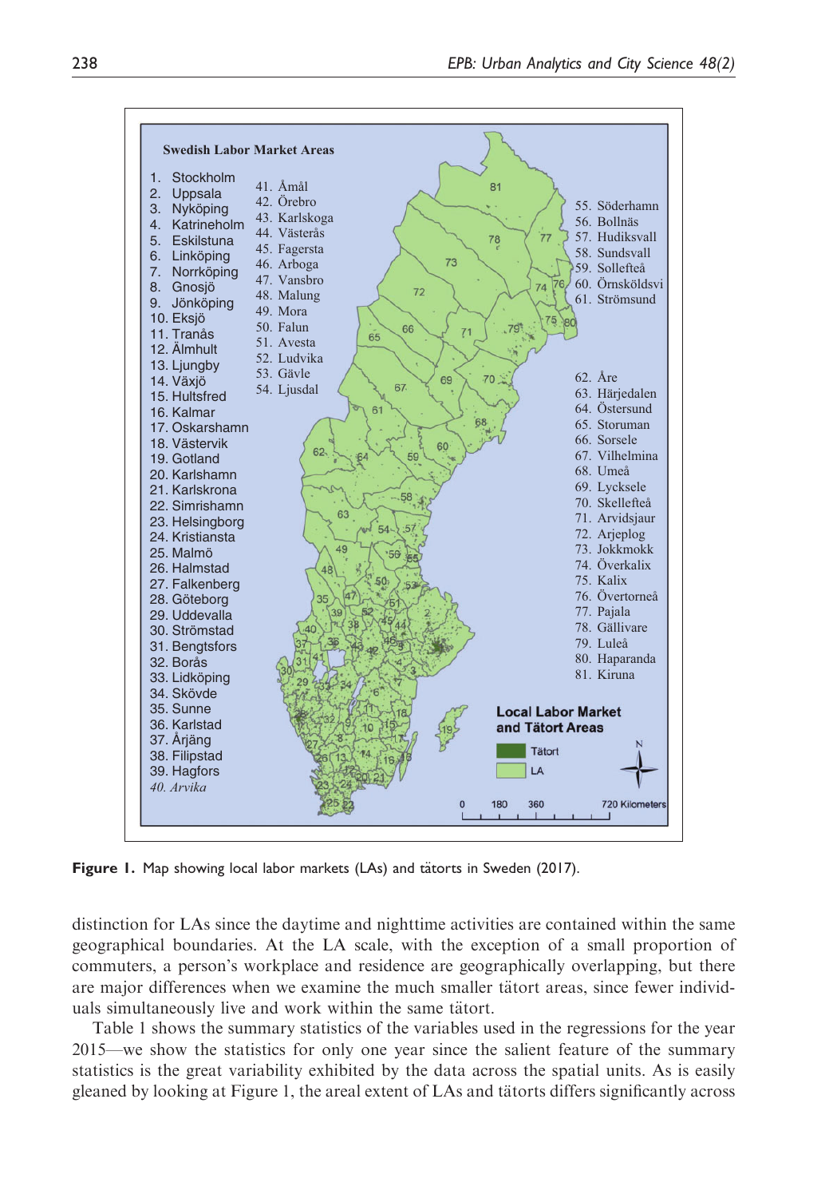Swedish Labor Market Areas

1. Stockholm
2. Uppsala
3. Nyköping
4. Katrineholm
5. Eskilstuna
6. Linköping
7. Norrköping
8. Gnosjö
9. Jönköping
10. Eksjö
11. Tranås
12. Älmhult
13. Ljungby
14. Växjö
15. Hultsfred
16. Kalmar
17. Oskarshamn
18. Västervik
19. Gotland
20. Karlshamn
21. Karlskrona
22. Simrishamn
23. Helsingborg
24. Kristiansta
25. Malmö
26. Halmstad
27. Falkenberg
28. Göteborg
29. Uddevalla
30. Strömstad
31. Bengtsfors
32. Borås
33. Lidköping
34. Skövde
35. Sunne
36. Karlstad
37. Årjäng
38. Filipstad
39. Hagfors
40. *Arvika*
41. Åmål
42. Örebro
43. Karlskoga
44. Västerås
45. Fagersta
46. Arboga
47. Vansbro
48. Malung
49. Mora
50. Falun
51. Avesta
52. Ludvika
53. Gävle
54. Ljusdal
55. Söderhamn
56. Bollnäs
57. Hudiksvall
58. Sundsvall
59. Sollefteå
60. Örnsköldsvi
61. Strömsund
62. Åre
63. Härjedalen
64. Östersund
65. Storuman
66. Sorsele
67. Vilhelmina
68. Umeå
69. Lycksele
70. Skellefteå
71. Arvidsjaur
72. Arjeplog
73. Jokkmokk
74. Överkalix
75. Kalix
76. Övertorneå
77. Pajala
78. Gällivare
79. Luleå
80. Haparanda
81. Kiruna

Local Labor Market and Tätort Areas

Tätort

LA

**Figure 1.** Map showing local labor markets (LAs) and tätorts in Sweden (2017).

distinction for LAs since the daytime and nighttime activities are contained within the same geographical boundaries. At the LA scale, with the exception of a small proportion of commuters, a person's workplace and residence are geographically overlapping, but there are major differences when we examine the much smaller tätort areas, since fewer individuals simultaneously live and work within the same tätort.

Table 1 shows the summary statistics of the variables used in the regressions for the year 2015—we show the statistics for only one year since the salient feature of the summary statistics is the great variability exhibited by the data across the spatial units. As is easily gleaned by looking at Figure 1, the areal extent of LAs and tätorts differs significantly across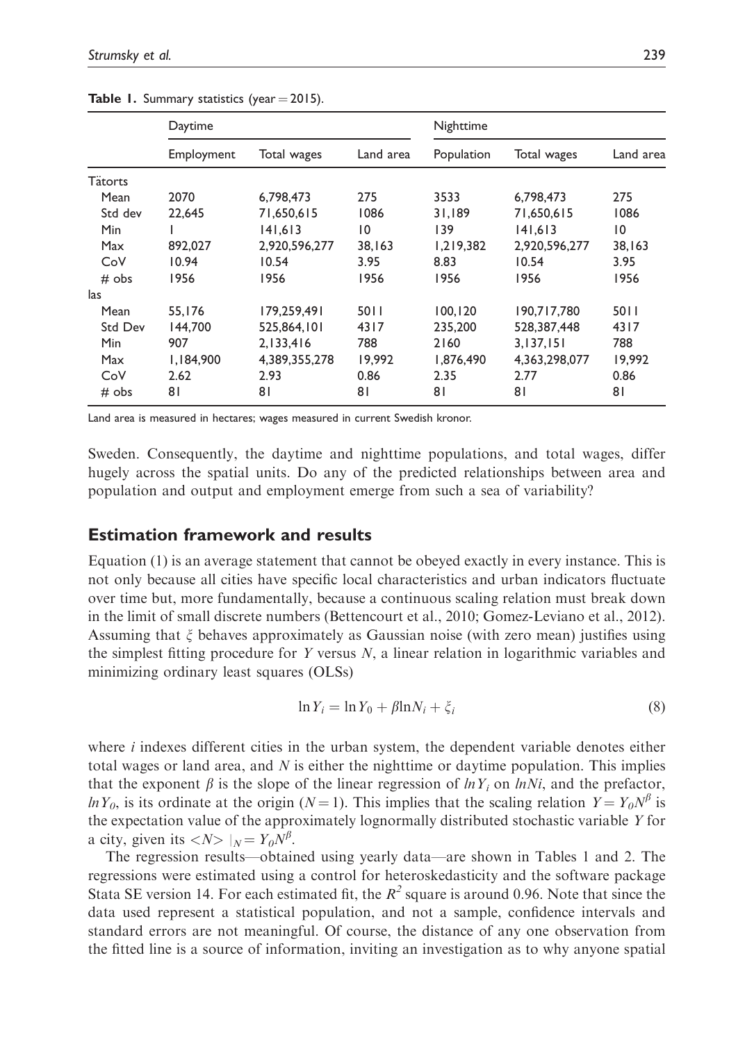**Table 1.** Summary statistics (year = 2015).

| | Daytime | | | Nighttime | | |
|---|---|---|---|---|---|---|
| | Employment | Total wages | Land area | Population | Total wages | Land area |
| Tätorts | | | | | | |
| Mean | 2070 | 6,798,473 | 275 | 3533 | 6,798,473 | 275 |
| Std dev | 22,645 | 71,650,615 | 1086 | 31,189 | 71,650,615 | 1086 |
| Min | 1 | 141,613 | 10 | 139 | 141,613 | 10 |
| Max | 892,027 | 2,920,596,277 | 38,163 | 1,219,382 | 2,920,596,277 | 38,163 |
| CoV | 10.94 | 10.54 | 3.95 | 8.83 | 10.54 | 3.95 |
| # obs | 1956 | 1956 | 1956 | 1956 | 1956 | 1956 |
| las | | | | | | |
| Mean | 55,176 | 179,259,491 | 5011 | 100,120 | 190,717,780 | 5011 |
| Std Dev | 144,700 | 525,864,101 | 4317 | 235,200 | 528,387,448 | 4317 |
| Min | 907 | 2,133,416 | 788 | 2160 | 3,137,151 | 788 |
| Max | 1,184,900 | 4,389,355,278 | 19,992 | 1,876,490 | 4,363,298,077 | 19,992 |
| CoV | 2.62 | 2.93 | 0.86 | 2.35 | 2.77 | 0.86 |
| # obs | 81 | 81 | 81 | 81 | 81 | 81 |

Land area is measured in hectares; wages measured in current Swedish kronor.

Sweden. Consequently, the daytime and nighttime populations, and total wages, differ hugely across the spatial units. Do any of the predicted relationships between area and population and output and employment emerge from such a sea of variability?

## Estimation framework and results

Equation (1) is an average statement that cannot be obeyed exactly in every instance. This is not only because all cities have specific local characteristics and urban indicators fluctuate over time but, more fundamentally, because a continuous scaling relation must break down in the limit of small discrete numbers (Bettencourt et al., 2010; Gomez-Leviano et al., 2012). Assuming that $\xi$ behaves approximately as Gaussian noise (with zero mean) justifies using the simplest fitting procedure for $Y$ versus $N$, a linear relation in logarithmic variables and minimizing ordinary least squares (OLSs)

$$\ln Y_i = \ln Y_0 + \beta \ln N_i + \xi_i \tag{8}$$

where $i$ indexes different cities in the urban system, the dependent variable denotes either total wages or land area, and $N$ is either the nighttime or daytime population. This implies that the exponent $\beta$ is the slope of the linear regression of $ln Y_i$ on $lnNi$, and the prefactor, $ln Y_0$, is its ordinate at the origin ($N = 1$). This implies that the scaling relation $Y = Y_0 N^{\beta}$ is the expectation value of the approximately lognormally distributed stochastic variable $Y$ for a city, given its $<N> |_N = Y_0 N^{\beta}$.

The regression results—obtained using yearly data—are shown in Tables 1 and 2. The regressions were estimated using a control for heteroskedasticity and the software package Stata SE version 14. For each estimated fit, the $R^2$ square is around 0.96. Note that since the data used represent a statistical population, and not a sample, confidence intervals and standard errors are not meaningful. Of course, the distance of any one observation from the fitted line is a source of information, inviting an investigation as to why anyone spatial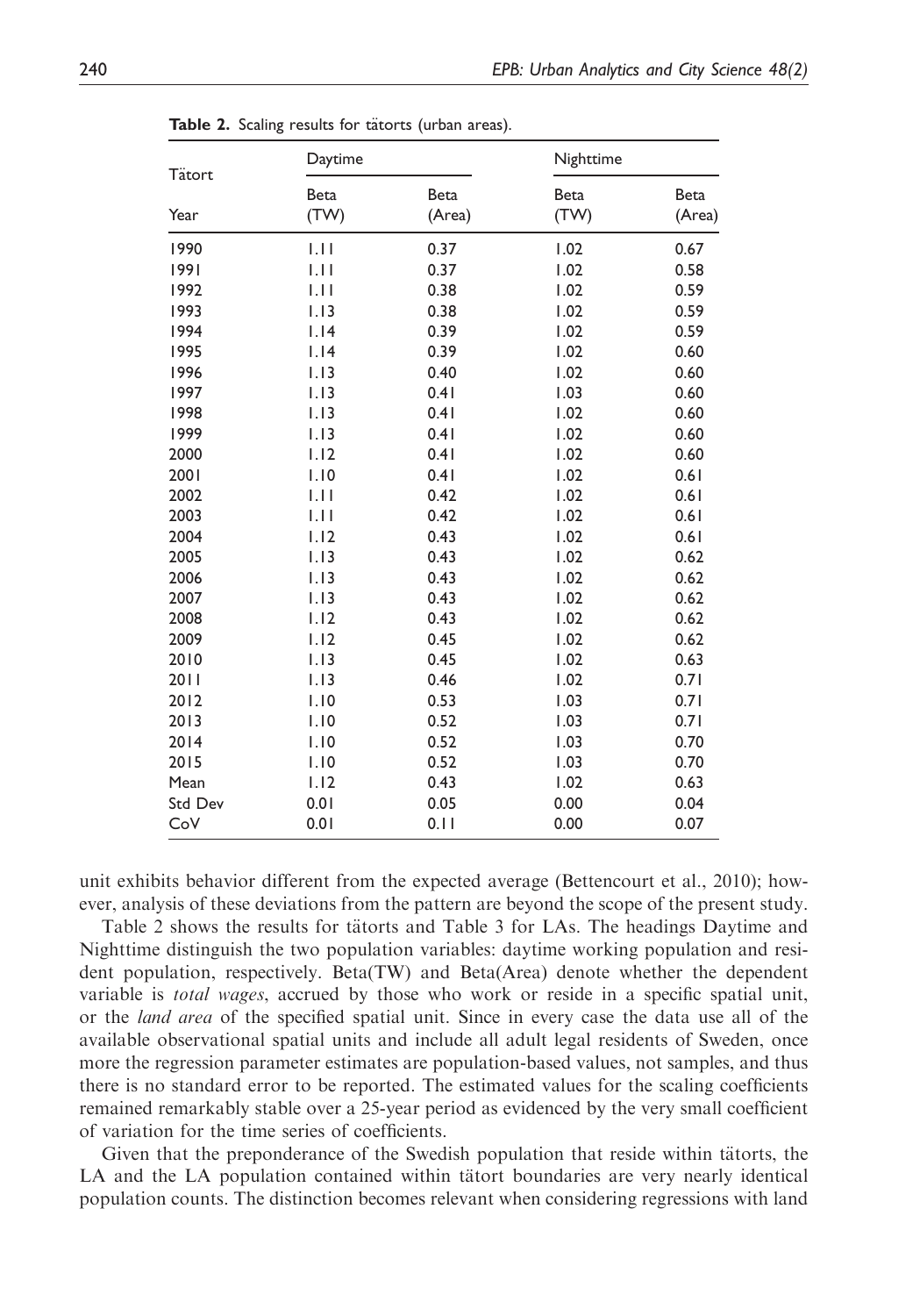Table 2. Scaling results for tätorts (urban areas).

| Tätort | Daytime | | Nighttime | |
|---|---|---|---|---|
| Year | Beta (TW) | Beta (Area) | Beta (TW) | Beta (Area) |
| 1990 | 1.11 | 0.37 | 1.02 | 0.67 |
| 1991 | 1.11 | 0.37 | 1.02 | 0.58 |
| 1992 | 1.11 | 0.38 | 1.02 | 0.59 |
| 1993 | 1.13 | 0.38 | 1.02 | 0.59 |
| 1994 | 1.14 | 0.39 | 1.02 | 0.59 |
| 1995 | 1.14 | 0.39 | 1.02 | 0.60 |
| 1996 | 1.13 | 0.40 | 1.02 | 0.60 |
| 1997 | 1.13 | 0.41 | 1.03 | 0.60 |
| 1998 | 1.13 | 0.41 | 1.02 | 0.60 |
| 1999 | 1.13 | 0.41 | 1.02 | 0.60 |
| 2000 | 1.12 | 0.41 | 1.02 | 0.60 |
| 2001 | 1.10 | 0.41 | 1.02 | 0.61 |
| 2002 | 1.11 | 0.42 | 1.02 | 0.61 |
| 2003 | 1.11 | 0.42 | 1.02 | 0.61 |
| 2004 | 1.12 | 0.43 | 1.02 | 0.61 |
| 2005 | 1.13 | 0.43 | 1.02 | 0.62 |
| 2006 | 1.13 | 0.43 | 1.02 | 0.62 |
| 2007 | 1.13 | 0.43 | 1.02 | 0.62 |
| 2008 | 1.12 | 0.43 | 1.02 | 0.62 |
| 2009 | 1.12 | 0.45 | 1.02 | 0.62 |
| 2010 | 1.13 | 0.45 | 1.02 | 0.63 |
| 2011 | 1.13 | 0.46 | 1.02 | 0.71 |
| 2012 | 1.10 | 0.53 | 1.03 | 0.71 |
| 2013 | 1.10 | 0.52 | 1.03 | 0.71 |
| 2014 | 1.10 | 0.52 | 1.03 | 0.70 |
| 2015 | 1.10 | 0.52 | 1.03 | 0.70 |
| Mean | 1.12 | 0.43 | 1.02 | 0.63 |
| Std Dev | 0.01 | 0.05 | 0.00 | 0.04 |
| CoV | 0.01 | 0.11 | 0.00 | 0.07 |

unit exhibits behavior different from the expected average (Bettencourt et al., 2010); however, analysis of these deviations from the pattern are beyond the scope of the present study.

Table 2 shows the results for tätorts and Table 3 for LAs. The headings Daytime and Nighttime distinguish the two population variables: daytime working population and resident population, respectively. Beta(TW) and Beta(Area) denote whether the dependent variable is *total wages*, accrued by those who work or reside in a specific spatial unit, or the *land area* of the specified spatial unit. Since in every case the data use all of the available observational spatial units and include all adult legal residents of Sweden, once more the regression parameter estimates are population-based values, not samples, and thus there is no standard error to be reported. The estimated values for the scaling coefficients remained remarkably stable over a 25-year period as evidenced by the very small coefficient of variation for the time series of coefficients.

Given that the preponderance of the Swedish population that reside within tätorts, the LA and the LA population contained within tätort boundaries are very nearly identical population counts. The distinction becomes relevant when considering regressions with land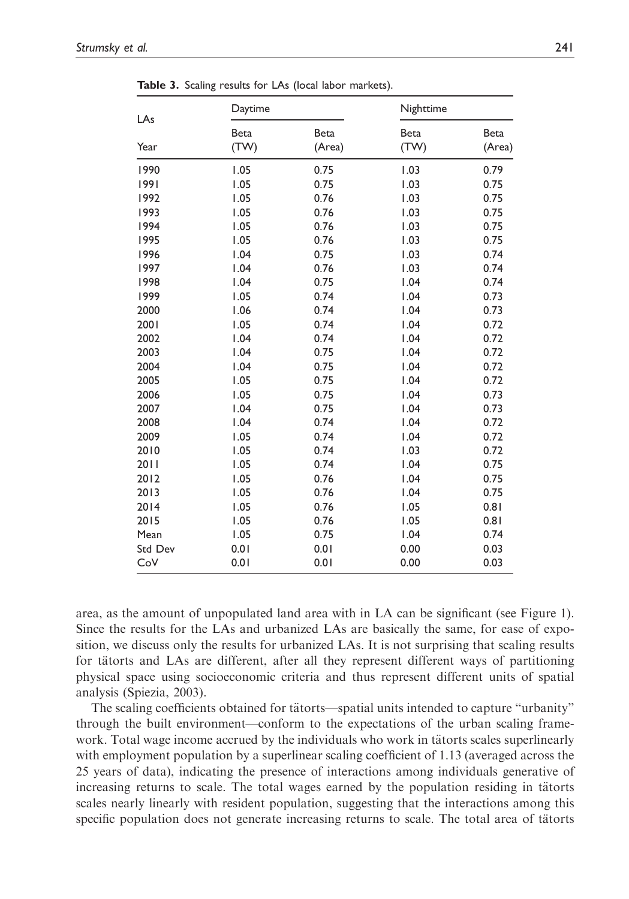**Table 3.** Scaling results for LAs (local labor markets).

| LAs | Daytime | | Nighttime | |
|---|---|---|---|---|
| Year | Beta (TW) | Beta (Area) | Beta (TW) | Beta (Area) |
| 1990 | 1.05 | 0.75 | 1.03 | 0.79 |
| 1991 | 1.05 | 0.75 | 1.03 | 0.75 |
| 1992 | 1.05 | 0.76 | 1.03 | 0.75 |
| 1993 | 1.05 | 0.76 | 1.03 | 0.75 |
| 1994 | 1.05 | 0.76 | 1.03 | 0.75 |
| 1995 | 1.05 | 0.76 | 1.03 | 0.75 |
| 1996 | 1.04 | 0.75 | 1.03 | 0.74 |
| 1997 | 1.04 | 0.76 | 1.03 | 0.74 |
| 1998 | 1.04 | 0.75 | 1.04 | 0.74 |
| 1999 | 1.05 | 0.74 | 1.04 | 0.73 |
| 2000 | 1.06 | 0.74 | 1.04 | 0.73 |
| 2001 | 1.05 | 0.74 | 1.04 | 0.72 |
| 2002 | 1.04 | 0.74 | 1.04 | 0.72 |
| 2003 | 1.04 | 0.75 | 1.04 | 0.72 |
| 2004 | 1.04 | 0.75 | 1.04 | 0.72 |
| 2005 | 1.05 | 0.75 | 1.04 | 0.72 |
| 2006 | 1.05 | 0.75 | 1.04 | 0.73 |
| 2007 | 1.04 | 0.75 | 1.04 | 0.73 |
| 2008 | 1.04 | 0.74 | 1.04 | 0.72 |
| 2009 | 1.05 | 0.74 | 1.04 | 0.72 |
| 2010 | 1.05 | 0.74 | 1.03 | 0.72 |
| 2011 | 1.05 | 0.74 | 1.04 | 0.75 |
| 2012 | 1.05 | 0.76 | 1.04 | 0.75 |
| 2013 | 1.05 | 0.76 | 1.04 | 0.75 |
| 2014 | 1.05 | 0.76 | 1.05 | 0.81 |
| 2015 | 1.05 | 0.76 | 1.05 | 0.81 |
| Mean | 1.05 | 0.75 | 1.04 | 0.74 |
| Std Dev | 0.01 | 0.01 | 0.00 | 0.03 |
| CoV | 0.01 | 0.01 | 0.00 | 0.03 |

area, as the amount of unpopulated land area with in LA can be significant (see Figure 1). Since the results for the LAs and urbanized LAs are basically the same, for ease of exposition, we discuss only the results for urbanized LAs. It is not surprising that scaling results for tätorts and LAs are different, after all they represent different ways of partitioning physical space using socioeconomic criteria and thus represent different units of spatial analysis (Spiezia, 2003).

The scaling coefficients obtained for tätorts—spatial units intended to capture "urbanity" through the built environment—conform to the expectations of the urban scaling framework. Total wage income accrued by the individuals who work in tätorts scales superlinearly with employment population by a superlinear scaling coefficient of 1.13 (averaged across the 25 years of data), indicating the presence of interactions among individuals generative of increasing returns to scale. The total wages earned by the population residing in tätorts scales nearly linearly with resident population, suggesting that the interactions among this specific population does not generate increasing returns to scale. The total area of tätorts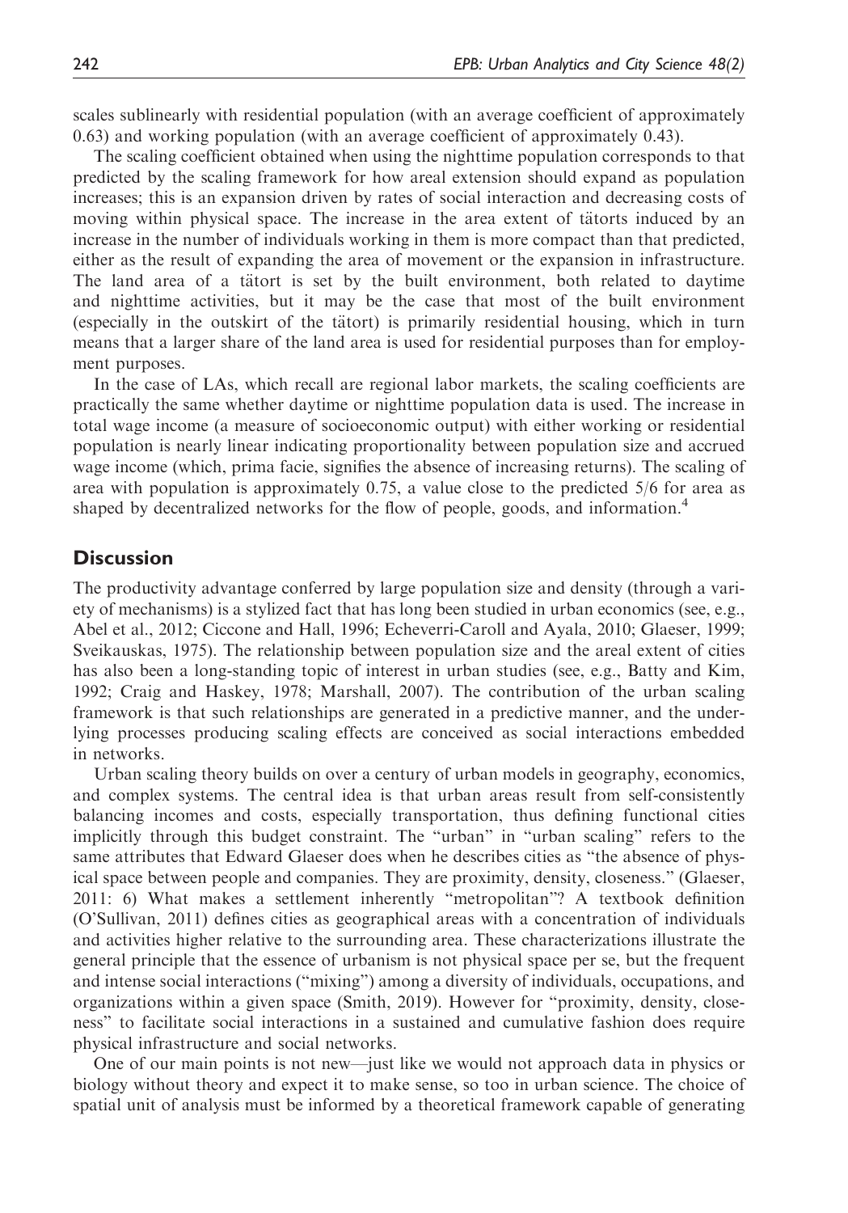scales sublinearly with residential population (with an average coefficient of approximately 0.63) and working population (with an average coefficient of approximately 0.43).

The scaling coefficient obtained when using the nighttime population corresponds to that predicted by the scaling framework for how areal extension should expand as population increases; this is an expansion driven by rates of social interaction and decreasing costs of moving within physical space. The increase in the area extent of tätorts induced by an increase in the number of individuals working in them is more compact than that predicted, either as the result of expanding the area of movement or the expansion in infrastructure. The land area of a tätort is set by the built environment, both related to daytime and nighttime activities, but it may be the case that most of the built environment (especially in the outskirt of the tätort) is primarily residential housing, which in turn means that a larger share of the land area is used for residential purposes than for employment purposes.

In the case of LAs, which recall are regional labor markets, the scaling coefficients are practically the same whether daytime or nighttime population data is used. The increase in total wage income (a measure of socioeconomic output) with either working or residential population is nearly linear indicating proportionality between population size and accrued wage income (which, prima facie, signifies the absence of increasing returns). The scaling of area with population is approximately 0.75, a value close to the predicted 5/6 for area as shaped by decentralized networks for the flow of people, goods, and information.[4]

## Discussion

The productivity advantage conferred by large population size and density (through a variety of mechanisms) is a stylized fact that has long been studied in urban economics (see, e.g., Abel et al., 2012; Ciccone and Hall, 1996; Echeverri-Caroll and Ayala, 2010; Glaeser, 1999; Sveikauskas, 1975). The relationship between population size and the areal extent of cities has also been a long-standing topic of interest in urban studies (see, e.g., Batty and Kim, 1992; Craig and Haskey, 1978; Marshall, 2007). The contribution of the urban scaling framework is that such relationships are generated in a predictive manner, and the underlying processes producing scaling effects are conceived as social interactions embedded in networks.

Urban scaling theory builds on over a century of urban models in geography, economics, and complex systems. The central idea is that urban areas result from self-consistently balancing incomes and costs, especially transportation, thus defining functional cities implicitly through this budget constraint. The "urban" in "urban scaling" refers to the same attributes that Edward Glaeser does when he describes cities as "the absence of physical space between people and companies. They are proximity, density, closeness." (Glaeser, 2011: 6) What makes a settlement inherently "metropolitan"? A textbook definition (O'Sullivan, 2011) defines cities as geographical areas with a concentration of individuals and activities higher relative to the surrounding area. These characterizations illustrate the general principle that the essence of urbanism is not physical space per se, but the frequent and intense social interactions ("mixing") among a diversity of individuals, occupations, and organizations within a given space (Smith, 2019). However for "proximity, density, closeness" to facilitate social interactions in a sustained and cumulative fashion does require physical infrastructure and social networks.

One of our main points is not new—just like we would not approach data in physics or biology without theory and expect it to make sense, so too in urban science. The choice of spatial unit of analysis must be informed by a theoretical framework capable of generating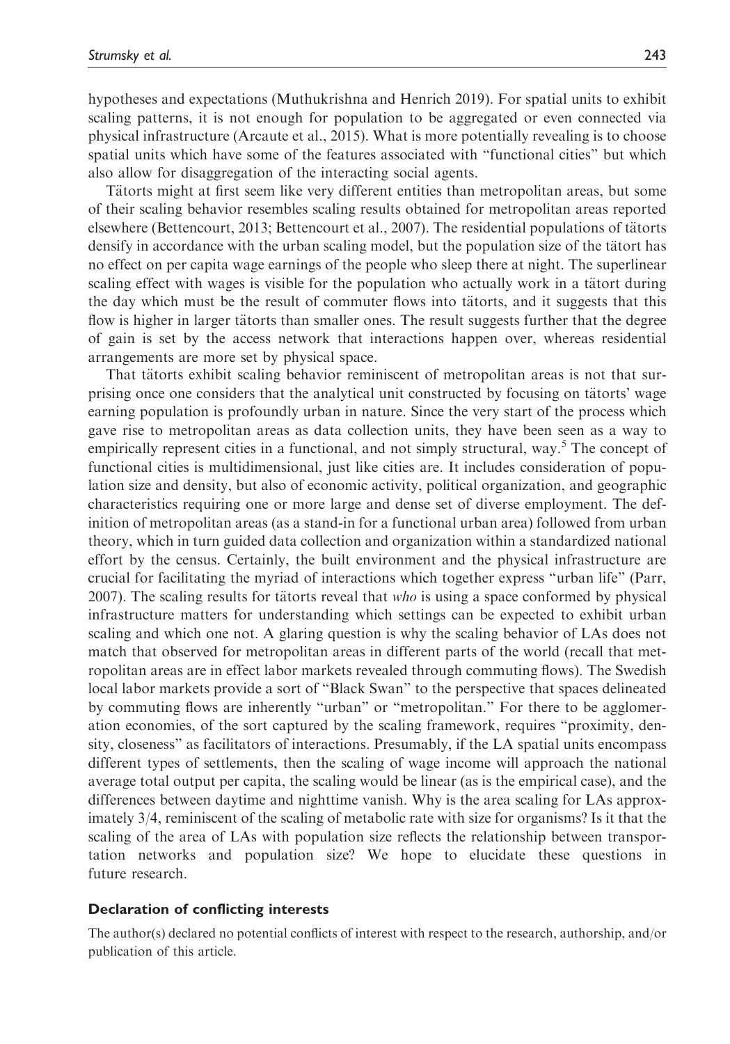hypotheses and expectations (Muthukrishna and Henrich 2019). For spatial units to exhibit scaling patterns, it is not enough for population to be aggregated or even connected via physical infrastructure (Arcaute et al., 2015). What is more potentially revealing is to choose spatial units which have some of the features associated with "functional cities" but which also allow for disaggregation of the interacting social agents.

Tätorts might at first seem like very different entities than metropolitan areas, but some of their scaling behavior resembles scaling results obtained for metropolitan areas reported elsewhere (Bettencourt, 2013; Bettencourt et al., 2007). The residential populations of tätorts densify in accordance with the urban scaling model, but the population size of the tätort has no effect on per capita wage earnings of the people who sleep there at night. The superlinear scaling effect with wages is visible for the population who actually work in a tätort during the day which must be the result of commuter flows into tätorts, and it suggests that this flow is higher in larger tätorts than smaller ones. The result suggests further that the degree of gain is set by the access network that interactions happen over, whereas residential arrangements are more set by physical space.

That tätorts exhibit scaling behavior reminiscent of metropolitan areas is not that surprising once one considers that the analytical unit constructed by focusing on tätorts' wage earning population is profoundly urban in nature. Since the very start of the process which gave rise to metropolitan areas as data collection units, they have been seen as a way to empirically represent cities in a functional, and not simply structural, way.[5] The concept of functional cities is multidimensional, just like cities are. It includes consideration of population size and density, but also of economic activity, political organization, and geographic characteristics requiring one or more large and dense set of diverse employment. The definition of metropolitan areas (as a stand-in for a functional urban area) followed from urban theory, which in turn guided data collection and organization within a standardized national effort by the census. Certainly, the built environment and the physical infrastructure are crucial for facilitating the myriad of interactions which together express "urban life" (Parr, 2007). The scaling results for tätorts reveal that *who* is using a space conformed by physical infrastructure matters for understanding which settings can be expected to exhibit urban scaling and which one not. A glaring question is why the scaling behavior of LAs does not match that observed for metropolitan areas in different parts of the world (recall that metropolitan areas are in effect labor markets revealed through commuting flows). The Swedish local labor markets provide a sort of "Black Swan" to the perspective that spaces delineated by commuting flows are inherently "urban" or "metropolitan." For there to be agglomeration economies, of the sort captured by the scaling framework, requires "proximity, density, closeness" as facilitators of interactions. Presumably, if the LA spatial units encompass different types of settlements, then the scaling of wage income will approach the national average total output per capita, the scaling would be linear (as is the empirical case), and the differences between daytime and nighttime vanish. Why is the area scaling for LAs approximately 3/4, reminiscent of the scaling of metabolic rate with size for organisms? Is it that the scaling of the area of LAs with population size reflects the relationship between transportation networks and population size? We hope to elucidate these questions in future research.

## Declaration of conflicting interests

The author(s) declared no potential conflicts of interest with respect to the research, authorship, and/or publication of this article.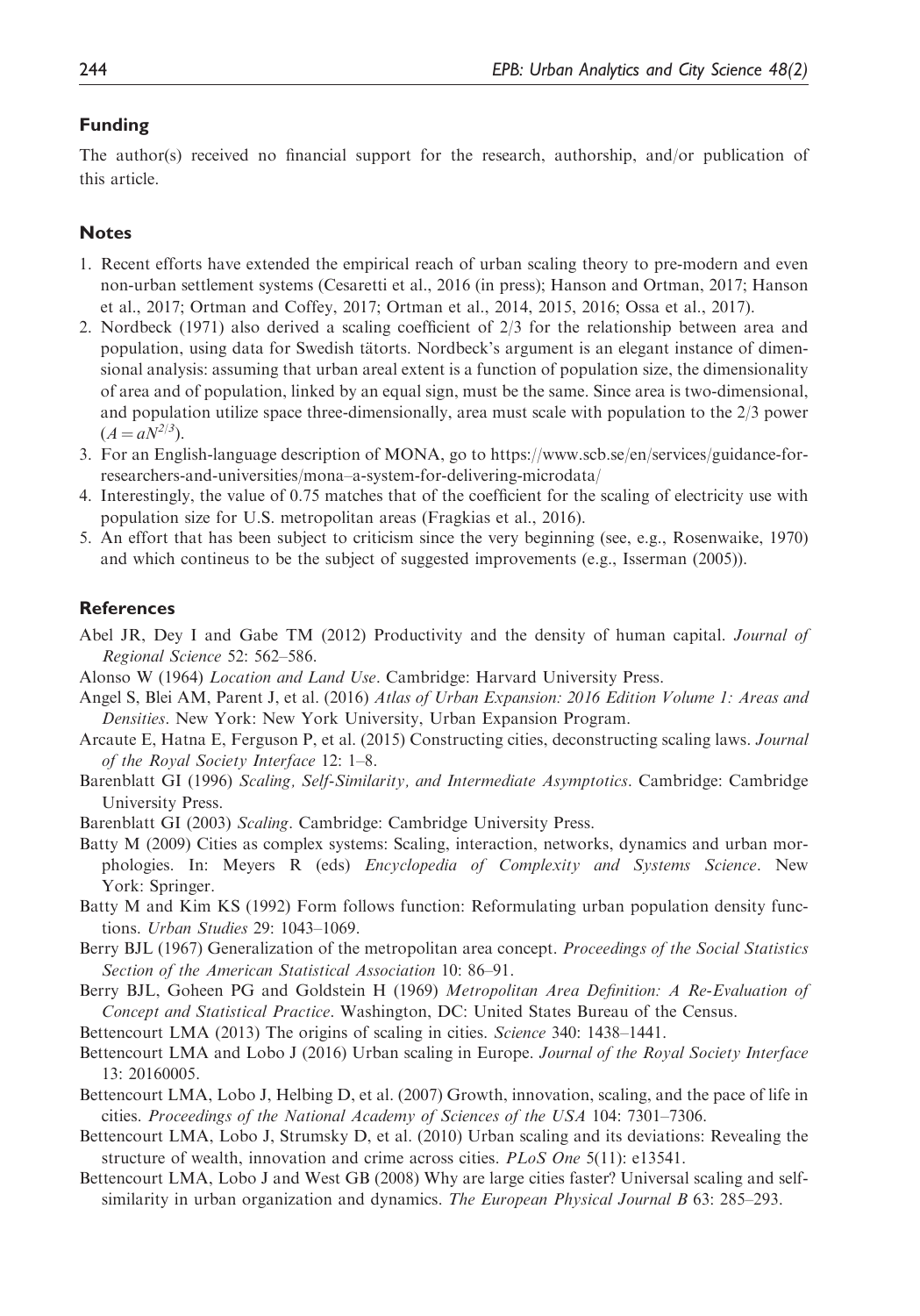## Funding

The author(s) received no financial support for the research, authorship, and/or publication of this article.

## Notes

1. Recent efforts have extended the empirical reach of urban scaling theory to pre-modern and even non-urban settlement systems (Cesaretti et al., 2016 (in press); Hanson and Ortman, 2017; Hanson et al., 2017; Ortman and Coffey, 2017; Ortman et al., 2014, 2015, 2016; Ossa et al., 2017).
2. Nordbeck (1971) also derived a scaling coefficient of 2/3 for the relationship between area and population, using data for Swedish tätorts. Nordbeck's argument is an elegant instance of dimensional analysis: assuming that urban areal extent is a function of population size, the dimensionality of area and of population, linked by an equal sign, must be the same. Since area is two-dimensional, and population utilize space three-dimensionally, area must scale with population to the 2/3 power ($A = aN^{2/3}$).
3. For an English-language description of MONA, go to https://www.scb.se/en/services/guidance-for-researchers-and-universities/mona–a-system-for-delivering-microdata/
4. Interestingly, the value of 0.75 matches that of the coefficient for the scaling of electricity use with population size for U.S. metropolitan areas (Fragkias et al., 2016).
5. An effort that has been subject to criticism since the very beginning (see, e.g., Rosenwaike, 1970) and which contineus to be the subject of suggested improvements (e.g., Isserman (2005)).

## References

Abel JR, Dey I and Gabe TM (2012) Productivity and the density of human capital. *Journal of Regional Science* 52: 562–586.

Alonso W (1964) *Location and Land Use*. Cambridge: Harvard University Press.

Angel S, Blei AM, Parent J, et al. (2016) *Atlas of Urban Expansion: 2016 Edition Volume 1: Areas and Densities*. New York: New York University, Urban Expansion Program.

Arcaute E, Hatna E, Ferguson P, et al. (2015) Constructing cities, deconstructing scaling laws. *Journal of the Royal Society Interface* 12: 1–8.

Barenblatt GI (1996) *Scaling, Self-Similarity, and Intermediate Asymptotics*. Cambridge: Cambridge University Press.

Barenblatt GI (2003) *Scaling*. Cambridge: Cambridge University Press.

Batty M (2009) Cities as complex systems: Scaling, interaction, networks, dynamics and urban morphologies. In: Meyers R (eds) *Encyclopedia of Complexity and Systems Science*. New York: Springer.

Batty M and Kim KS (1992) Form follows function: Reformulating urban population density functions. *Urban Studies* 29: 1043–1069.

Berry BJL (1967) Generalization of the metropolitan area concept. *Proceedings of the Social Statistics Section of the American Statistical Association* 10: 86–91.

Berry BJL, Goheen PG and Goldstein H (1969) *Metropolitan Area Definition: A Re-Evaluation of Concept and Statistical Practice*. Washington, DC: United States Bureau of the Census.

Bettencourt LMA (2013) The origins of scaling in cities. *Science* 340: 1438–1441.

Bettencourt LMA and Lobo J (2016) Urban scaling in Europe. *Journal of the Royal Society Interface* 13: 20160005.

Bettencourt LMA, Lobo J, Helbing D, et al. (2007) Growth, innovation, scaling, and the pace of life in cities. *Proceedings of the National Academy of Sciences of the USA* 104: 7301–7306.

Bettencourt LMA, Lobo J, Strumsky D, et al. (2010) Urban scaling and its deviations: Revealing the structure of wealth, innovation and crime across cities. *PLoS One* 5(11): e13541.

Bettencourt LMA, Lobo J and West GB (2008) Why are large cities faster? Universal scaling and self-similarity in urban organization and dynamics. *The European Physical Journal B* 63: 285–293.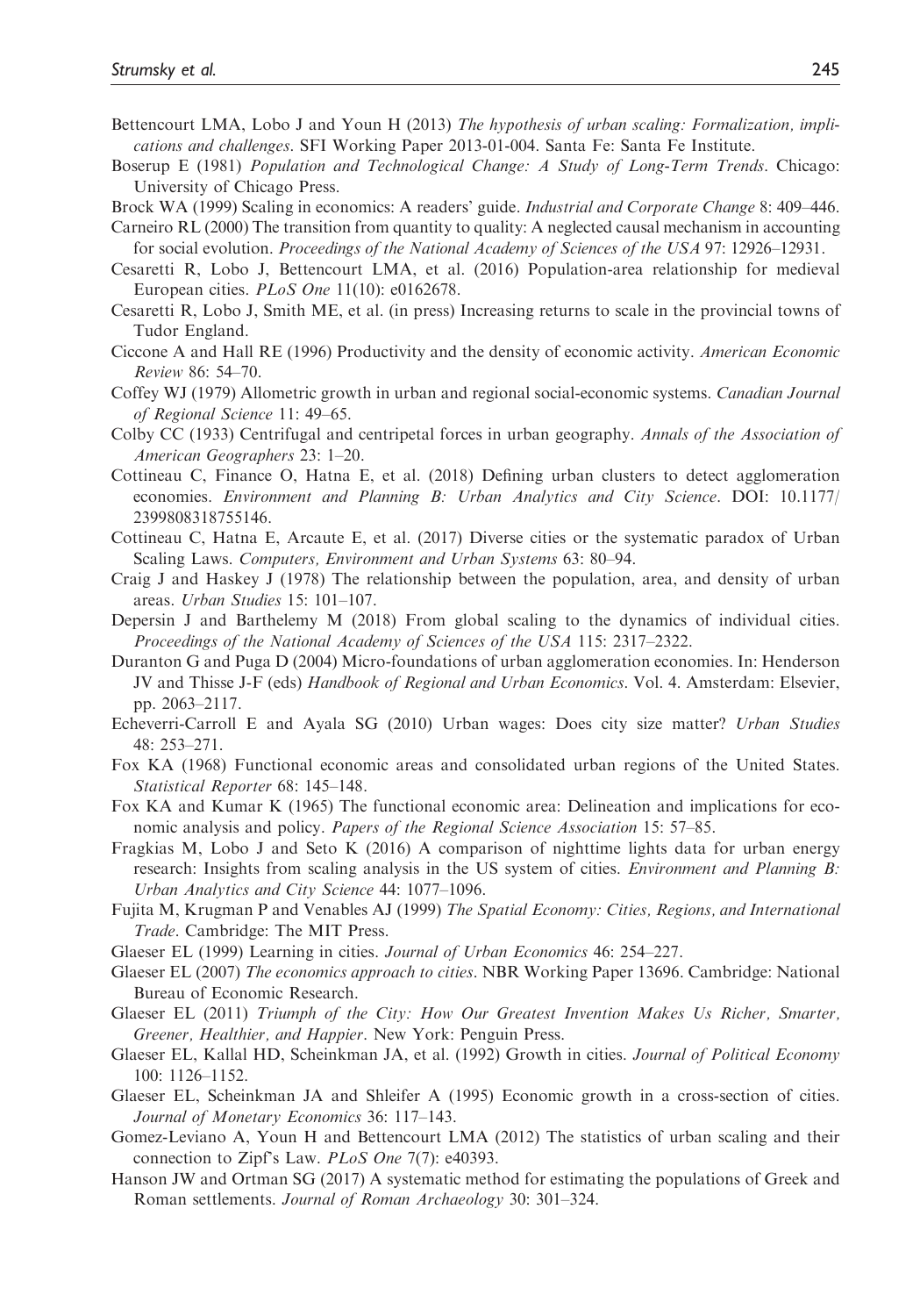Bettencourt LMA, Lobo J and Youn H (2013) *The hypothesis of urban scaling: Formalization, implications and challenges*. SFI Working Paper 2013-01-004. Santa Fe: Santa Fe Institute.

Boserup E (1981) *Population and Technological Change: A Study of Long-Term Trends*. Chicago: University of Chicago Press.

Brock WA (1999) Scaling in economics: A readers' guide. *Industrial and Corporate Change* 8: 409–446.

Carneiro RL (2000) The transition from quantity to quality: A neglected causal mechanism in accounting for social evolution. *Proceedings of the National Academy of Sciences of the USA* 97: 12926–12931.

Cesaretti R, Lobo J, Bettencourt LMA, et al. (2016) Population-area relationship for medieval European cities. *PLoS One* 11(10): e0162678.

Cesaretti R, Lobo J, Smith ME, et al. (in press) Increasing returns to scale in the provincial towns of Tudor England.

Ciccone A and Hall RE (1996) Productivity and the density of economic activity. *American Economic Review* 86: 54–70.

Coffey WJ (1979) Allometric growth in urban and regional social-economic systems. *Canadian Journal of Regional Science* 11: 49–65.

Colby CC (1933) Centrifugal and centripetal forces in urban geography. *Annals of the Association of American Geographers* 23: 1–20.

Cottineau C, Finance O, Hatna E, et al. (2018) Defining urban clusters to detect agglomeration economies. *Environment and Planning B: Urban Analytics and City Science*. DOI: 10.1177/2399808318755146.

Cottineau C, Hatna E, Arcaute E, et al. (2017) Diverse cities or the systematic paradox of Urban Scaling Laws. *Computers, Environment and Urban Systems* 63: 80–94.

Craig J and Haskey J (1978) The relationship between the population, area, and density of urban areas. *Urban Studies* 15: 101–107.

Depersin J and Barthelemy M (2018) From global scaling to the dynamics of individual cities. *Proceedings of the National Academy of Sciences of the USA* 115: 2317–2322.

Duranton G and Puga D (2004) Micro-foundations of urban agglomeration economies. In: Henderson JV and Thisse J-F (eds) *Handbook of Regional and Urban Economics*. Vol. 4. Amsterdam: Elsevier, pp. 2063–2117.

Echeverri-Carroll E and Ayala SG (2010) Urban wages: Does city size matter? *Urban Studies* 48: 253–271.

Fox KA (1968) Functional economic areas and consolidated urban regions of the United States. *Statistical Reporter* 68: 145–148.

Fox KA and Kumar K (1965) The functional economic area: Delineation and implications for economic analysis and policy. *Papers of the Regional Science Association* 15: 57–85.

Fragkias M, Lobo J and Seto K (2016) A comparison of nighttime lights data for urban energy research: Insights from scaling analysis in the US system of cities. *Environment and Planning B: Urban Analytics and City Science* 44: 1077–1096.

Fujita M, Krugman P and Venables AJ (1999) *The Spatial Economy: Cities, Regions, and International Trade*. Cambridge: The MIT Press.

Glaeser EL (1999) Learning in cities. *Journal of Urban Economics* 46: 254–227.

Glaeser EL (2007) *The economics approach to cities*. NBR Working Paper 13696. Cambridge: National Bureau of Economic Research.

Glaeser EL (2011) *Triumph of the City: How Our Greatest Invention Makes Us Richer, Smarter, Greener, Healthier, and Happier*. New York: Penguin Press.

Glaeser EL, Kallal HD, Scheinkman JA, et al. (1992) Growth in cities. *Journal of Political Economy* 100: 1126–1152.

Glaeser EL, Scheinkman JA and Shleifer A (1995) Economic growth in a cross-section of cities. *Journal of Monetary Economics* 36: 117–143.

Gomez-Leviano A, Youn H and Bettencourt LMA (2012) The statistics of urban scaling and their connection to Zipf's Law. *PLoS One* 7(7): e40393.

Hanson JW and Ortman SG (2017) A systematic method for estimating the populations of Greek and Roman settlements. *Journal of Roman Archaeology* 30: 301–324.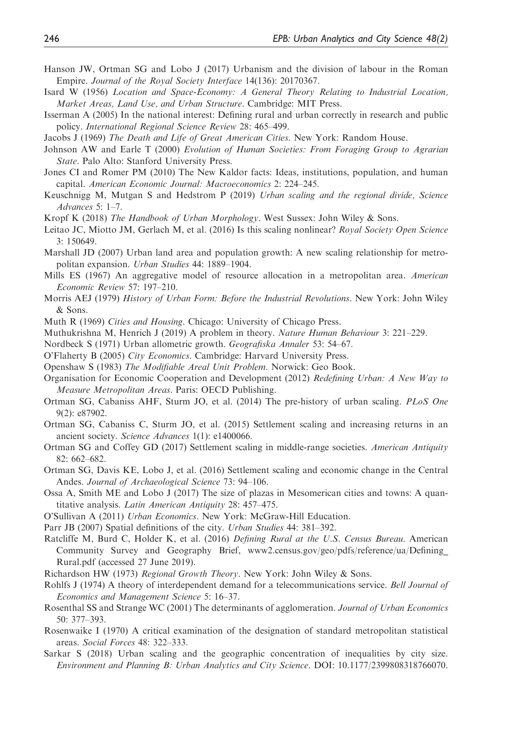Hanson JW, Ortman SG and Lobo J (2017) Urbanism and the division of labour in the Roman Empire. *Journal of the Royal Society Interface* 14(136): 20170367.

Isard W (1956) *Location and Space-Economy: A General Theory Relating to Industrial Location, Market Areas, Land Use, and Urban Structure*. Cambridge: MIT Press.

Isserman A (2005) In the national interest: Defining rural and urban correctly in research and public policy. *International Regional Science Review* 28: 465–499.

Jacobs J (1969) *The Death and Life of Great American Cities*. New York: Random House.

Johnson AW and Earle T (2000) *Evolution of Human Societies: From Foraging Group to Agrarian State*. Palo Alto: Stanford University Press.

Jones CI and Romer PM (2010) The New Kaldor facts: Ideas, institutions, population, and human capital. *American Economic Journal: Macroeconomics* 2: 224–245.

Keuschnigg M, Mutgan S and Hedstrom P (2019) *Urban scaling and the regional divide, Science Advances* 5: 1–7.

Kropf K (2018) *The Handbook of Urban Morphology*. West Sussex: John Wiley & Sons.

Leitao JC, Miotto JM, Gerlach M, et al. (2016) Is this scaling nonlinear? *Royal Society Open Science* 3: 150649.

Marshall JD (2007) Urban land area and population growth: A new scaling relationship for metropolitan expansion. *Urban Studies* 44: 1889–1904.

Mills ES (1967) An aggregative model of resource allocation in a metropolitan area. *American Economic Review* 57: 197–210.

Morris AEJ (1979) *History of Urban Form: Before the Industrial Revolutions*. New York: John Wiley & Sons.

Muth R (1969) *Cities and Housing*. Chicago: University of Chicago Press.

Muthukrishna M, Henrich J (2019) A problem in theory. *Nature Human Behaviour* 3: 221–229.

Nordbeck S (1971) Urban allometric growth. *Geografiska Annaler* 53: 54–67.

O'Flaherty B (2005) *City Economics*. Cambridge: Harvard University Press.

Openshaw S (1983) *The Modifiable Areal Unit Problem*. Norwick: Geo Book.

Organisation for Economic Cooperation and Development (2012) *Redefining Urban: A New Way to Measure Metropolitan Areas*. Paris: OECD Publishing.

Ortman SG, Cabaniss AHF, Sturm JO, et al. (2014) The pre-history of urban scaling. *PLoS One* 9(2): e87902.

Ortman SG, Cabaniss C, Sturm JO, et al. (2015) Settlement scaling and increasing returns in an ancient society. *Science Advances* 1(1): e1400066.

Ortman SG and Coffey GD (2017) Settlement scaling in middle-range societies. *American Antiquity* 82: 662–682.

Ortman SG, Davis KE, Lobo J, et al. (2016) Settlement scaling and economic change in the Central Andes. *Journal of Archaeological Science* 73: 94–106.

Ossa A, Smith ME and Lobo J (2017) The size of plazas in Mesomerican cities and towns: A quantitative analysis. *Latin American Antiquity* 28: 457–475.

O'Sullivan A (2011) *Urban Economics*. New York: McGraw-Hill Education.

Parr JB (2007) Spatial definitions of the city. *Urban Studies* 44: 381–392.

Ratcliffe M, Burd C, Holder K, et al. (2016) *Defining Rural at the U.S. Census Bureau*. American Community Survey and Geography Brief, www2.census.gov/geo/pdfs/reference/ua/Defining_Rural.pdf (accessed 27 June 2019).

Richardson HW (1973) *Regional Growth Theory*. New York: John Wiley & Sons.

Rohlfs J (1974) A theory of interdependent demand for a telecommunications service. *Bell Journal of Economics and Management Science* 5: 16–37.

Rosenthal SS and Strange WC (2001) The determinants of agglomeration. *Journal of Urban Economics* 50: 377–393.

Rosenwaike I (1970) A critical examination of the designation of standard metropolitan statistical areas. *Social Forces* 48: 322–333.

Sarkar S (2018) Urban scaling and the geographic concentration of inequalities by city size. *Environment and Planning B: Urban Analytics and City Science*. DOI: 10.1177/2399808318766070.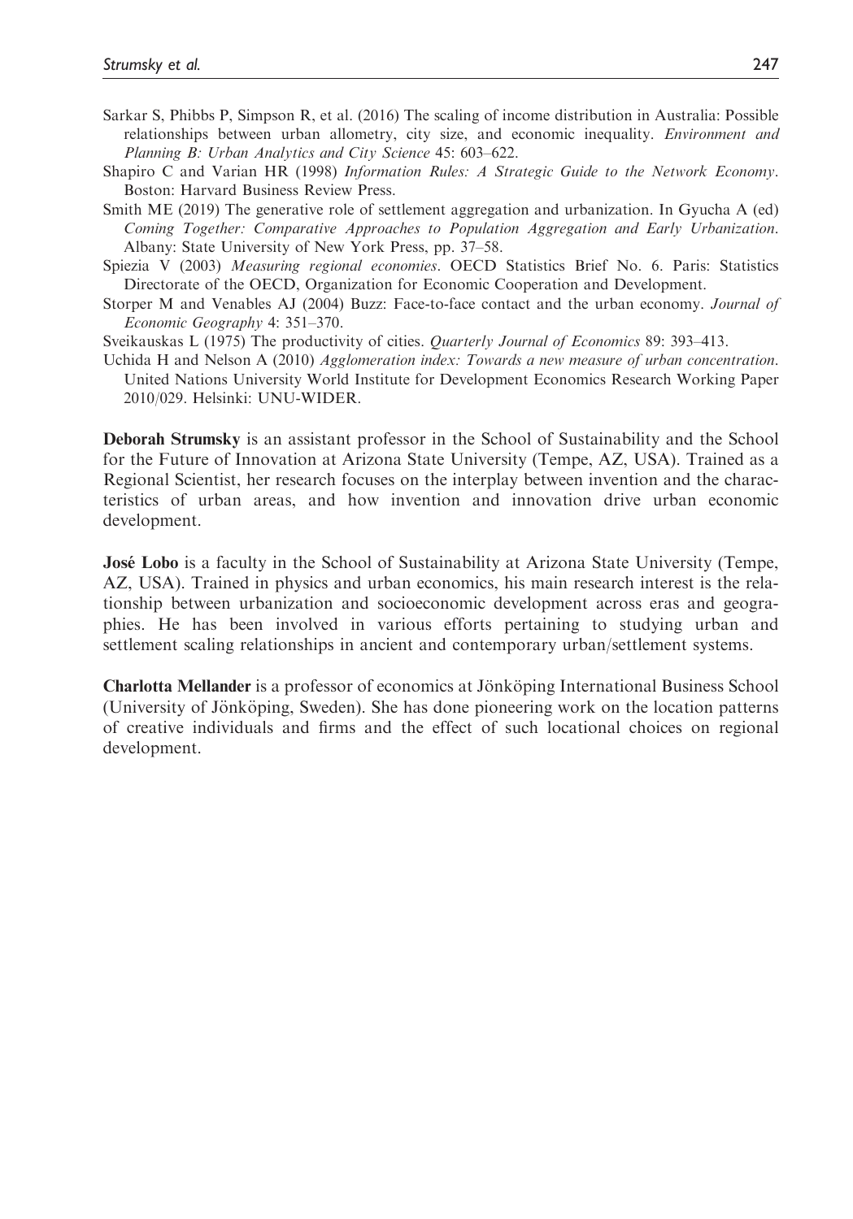Sarkar S, Phibbs P, Simpson R, et al. (2016) The scaling of income distribution in Australia: Possible relationships between urban allometry, city size, and economic inequality. *Environment and Planning B: Urban Analytics and City Science* 45: 603–622.

Shapiro C and Varian HR (1998) *Information Rules: A Strategic Guide to the Network Economy*. Boston: Harvard Business Review Press.

Smith ME (2019) The generative role of settlement aggregation and urbanization. In Gyucha A (ed) *Coming Together: Comparative Approaches to Population Aggregation and Early Urbanization*. Albany: State University of New York Press, pp. 37–58.

Spiezia V (2003) *Measuring regional economies*. OECD Statistics Brief No. 6. Paris: Statistics Directorate of the OECD, Organization for Economic Cooperation and Development.

Storper M and Venables AJ (2004) Buzz: Face-to-face contact and the urban economy. *Journal of Economic Geography* 4: 351–370.

Sveikauskas L (1975) The productivity of cities. *Quarterly Journal of Economics* 89: 393–413.

Uchida H and Nelson A (2010) *Agglomeration index: Towards a new measure of urban concentration*. United Nations University World Institute for Development Economics Research Working Paper 2010/029. Helsinki: UNU-WIDER.

**Deborah Strumsky** is an assistant professor in the School of Sustainability and the School for the Future of Innovation at Arizona State University (Tempe, AZ, USA). Trained as a Regional Scientist, her research focuses on the interplay between invention and the characteristics of urban areas, and how invention and innovation drive urban economic development.

**José Lobo** is a faculty in the School of Sustainability at Arizona State University (Tempe, AZ, USA). Trained in physics and urban economics, his main research interest is the relationship between urbanization and socioeconomic development across eras and geographies. He has been involved in various efforts pertaining to studying urban and settlement scaling relationships in ancient and contemporary urban/settlement systems.

**Charlotta Mellander** is a professor of economics at Jönköping International Business School (University of Jönköping, Sweden). She has done pioneering work on the location patterns of creative individuals and firms and the effect of such locational choices on regional development.